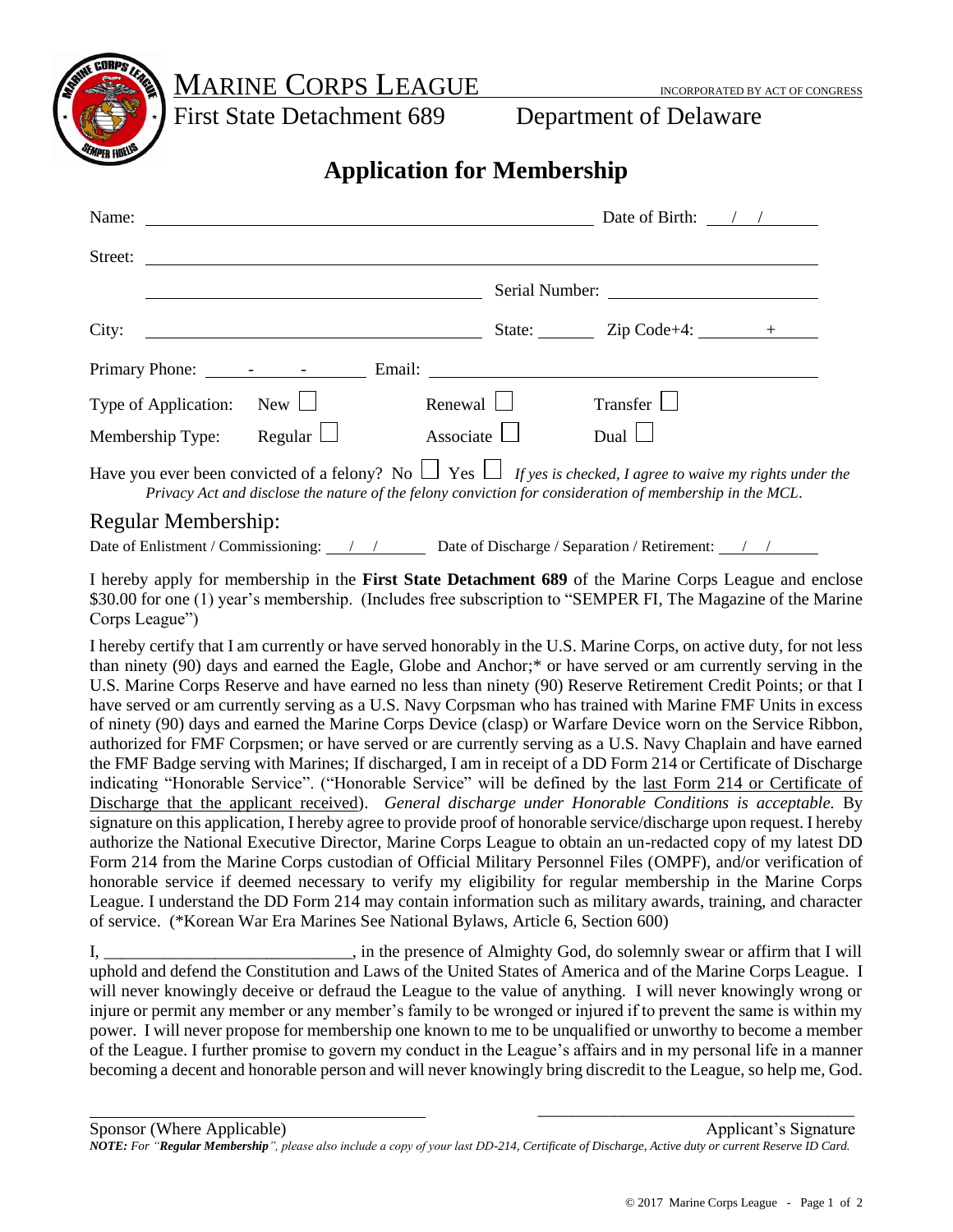# MARINE CORPS LEAGUE

INCORPORATED BY ACT OF CONGRESS

First State Detachment 689 Department of Delaware

## Application for Membership

Name: ______________________________ Date of Birth: __/__/____

Street: ______________________________

______________________________ Serial Number: ______________

City: ______________________ State: ______ Zip Code+4: ______+____

Primary Phone: ____-____-____ Email: ______________________________

Type of Application: New ☐ Renewal ☐ Transfer ☐

Membership Type: Regular ☐ Associate ☐ Dual ☐

Have you ever been convicted of a felony? No ☐ Yes ☐ *If yes is checked, I agree to waive my rights under the Privacy Act and disclose the nature of the felony conviction for consideration of membership in the MCL.*

### Regular Membership:

Date of Enlistment / Commissioning: __/__/____ Date of Discharge / Separation / Retirement: __/__/____

I hereby apply for membership in the **First State Detachment 689** of the Marine Corps League and enclose $30.00 for one (1) year's membership. (Includes free subscription to "SEMPER FI, The Magazine of the Marine Corps League")

I hereby certify that I am currently or have served honorably in the U.S. Marine Corps, on active duty, for not less than ninety (90) days and earned the Eagle, Globe and Anchor;* or have served or am currently serving in the U.S. Marine Corps Reserve and have earned no less than ninety (90) Reserve Retirement Credit Points; or that I have served or am currently serving as a U.S. Navy Corpsman who has trained with Marine FMF Units in excess of ninety (90) days and earned the Marine Corps Device (clasp) or Warfare Device worn on the Service Ribbon, authorized for FMF Corpsmen; or have served or are currently serving as a U.S. Navy Chaplain and have earned the FMF Badge serving with Marines; If discharged, I am in receipt of a DD Form 214 or Certificate of Discharge indicating "Honorable Service". ("Honorable Service" will be defined by the last Form 214 or Certificate of Discharge that the applicant received). *General discharge under Honorable Conditions is acceptable.* By signature on this application, I hereby agree to provide proof of honorable service/discharge upon request. I hereby authorize the National Executive Director, Marine Corps League to obtain an un-redacted copy of my latest DD Form 214 from the Marine Corps custodian of Official Military Personnel Files (OMPF), and/or verification of honorable service if deemed necessary to verify my eligibility for regular membership in the Marine Corps League. I understand the DD Form 214 may contain information such as military awards, training, and character of service. (*Korean War Era Marines See National Bylaws, Article 6, Section 600)

I, ____________________________, in the presence of Almighty God, do solemnly swear or affirm that I will uphold and defend the Constitution and Laws of the United States of America and of the Marine Corps League. I will never knowingly deceive or defraud the League to the value of anything. I will never knowingly wrong or injure or permit any member or any member's family to be wronged or injured if to prevent the same is within my power. I will never propose for membership one known to me to be unqualified or unworthy to become a member of the League. I further promise to govern my conduct in the League's affairs and in my personal life in a manner becoming a decent and honorable person and will never knowingly bring discredit to the League, so help me, God.

______________________________ ______________________________

Sponsor (Where Applicable) Applicant's Signature

***NOTE:*** *For "**Regular Membership**", please also include a copy of your last DD-214, Certificate of Discharge, Active duty or current Reserve ID Card.*

© 2017 Marine Corps League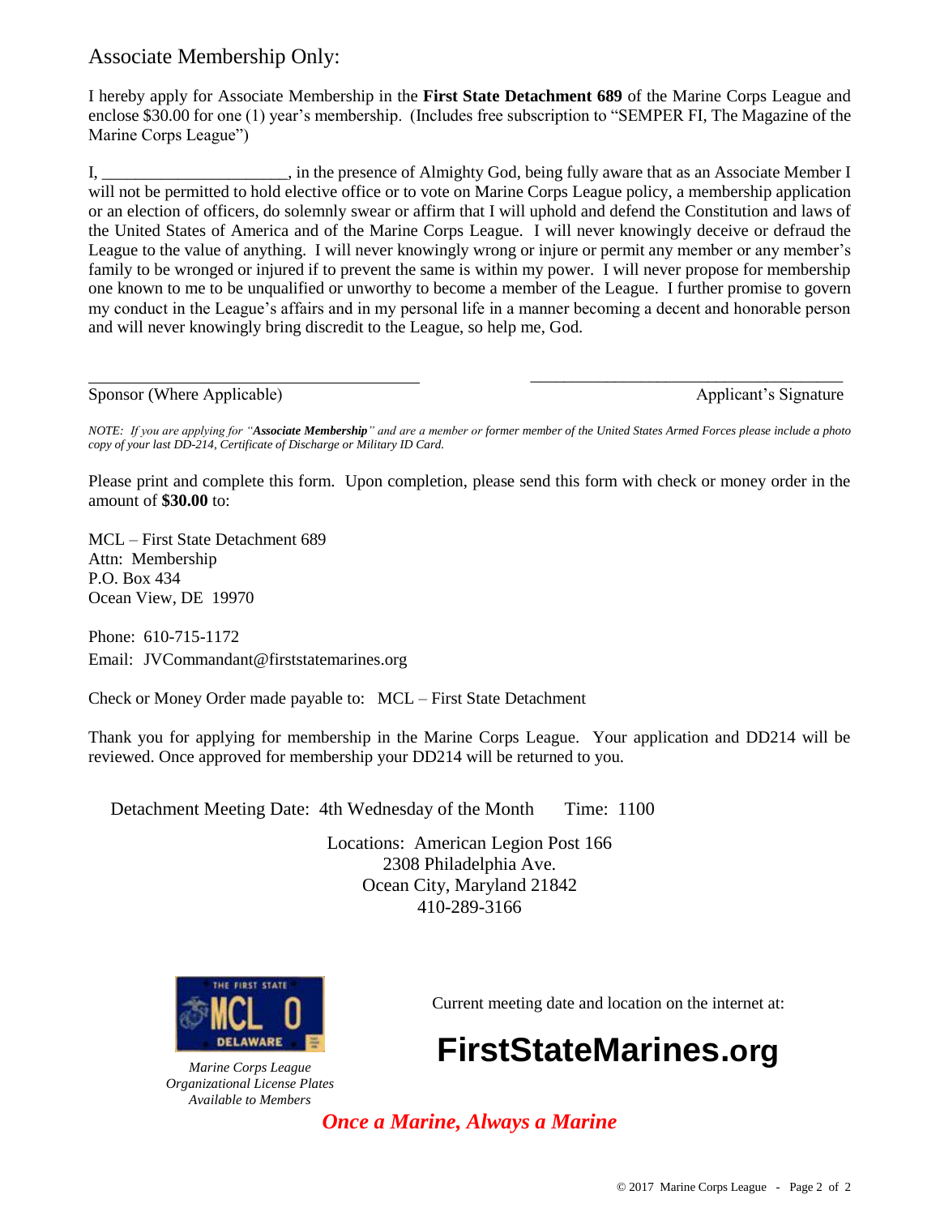## Associate Membership Only:

I hereby apply for Associate Membership in the **First State Detachment 689** of the Marine Corps League and enclose $30.00 for one (1) year's membership. (Includes free subscription to "SEMPER FI, The Magazine of the Marine Corps League")

I, _____________________, in the presence of Almighty God, being fully aware that as an Associate Member I will not be permitted to hold elective office or to vote on Marine Corps League policy, a membership application or an election of officers, do solemnly swear or affirm that I will uphold and defend the Constitution and laws of the United States of America and of the Marine Corps League. I will never knowingly deceive or defraud the League to the value of anything. I will never knowingly wrong or injure or permit any member or any member's family to be wronged or injured if to prevent the same is within my power. I will never propose for membership one known to me to be unqualified or unworthy to become a member of the League. I further promise to govern my conduct in the League's affairs and in my personal life in a manner becoming a decent and honorable person and will never knowingly bring discredit to the League, so help me, God.

______________________________________ ______________________________________

Sponsor (Where Applicable) Applicant's Signature

*NOTE: If you are applying for "**Associate Membership**" and are a member or former member of the United States Armed Forces please include a photo copy of your last DD-214, Certificate of Discharge or Military ID Card.*

Please print and complete this form. Upon completion, please send this form with check or money order in the amount of **$30.00** to:

MCL – First State Detachment 689
Attn: Membership
P.O. Box 434
Ocean View, DE 19970

Phone: 610-715-1172
Email: JVCommandant@firststatemarines.org

Check or Money Order made payable to: MCL – First State Detachment

Thank you for applying for membership in the Marine Corps League. Your application and DD214 will be reviewed. Once approved for membership your DD214 will be returned to you.

Detachment Meeting Date: 4th Wednesday of the Month Time: 1100

Locations: American Legion Post 166
2308 Philadelphia Ave.
Ocean City, Maryland 21842
410-289-3166

THE FIRST STATE MCL 0 DELAWARE

*Marine Corps League Organizational License Plates Available to Members*

Current meeting date and location on the internet at:

**FirstStateMarines.org**

***Once a Marine, Always a Marine***